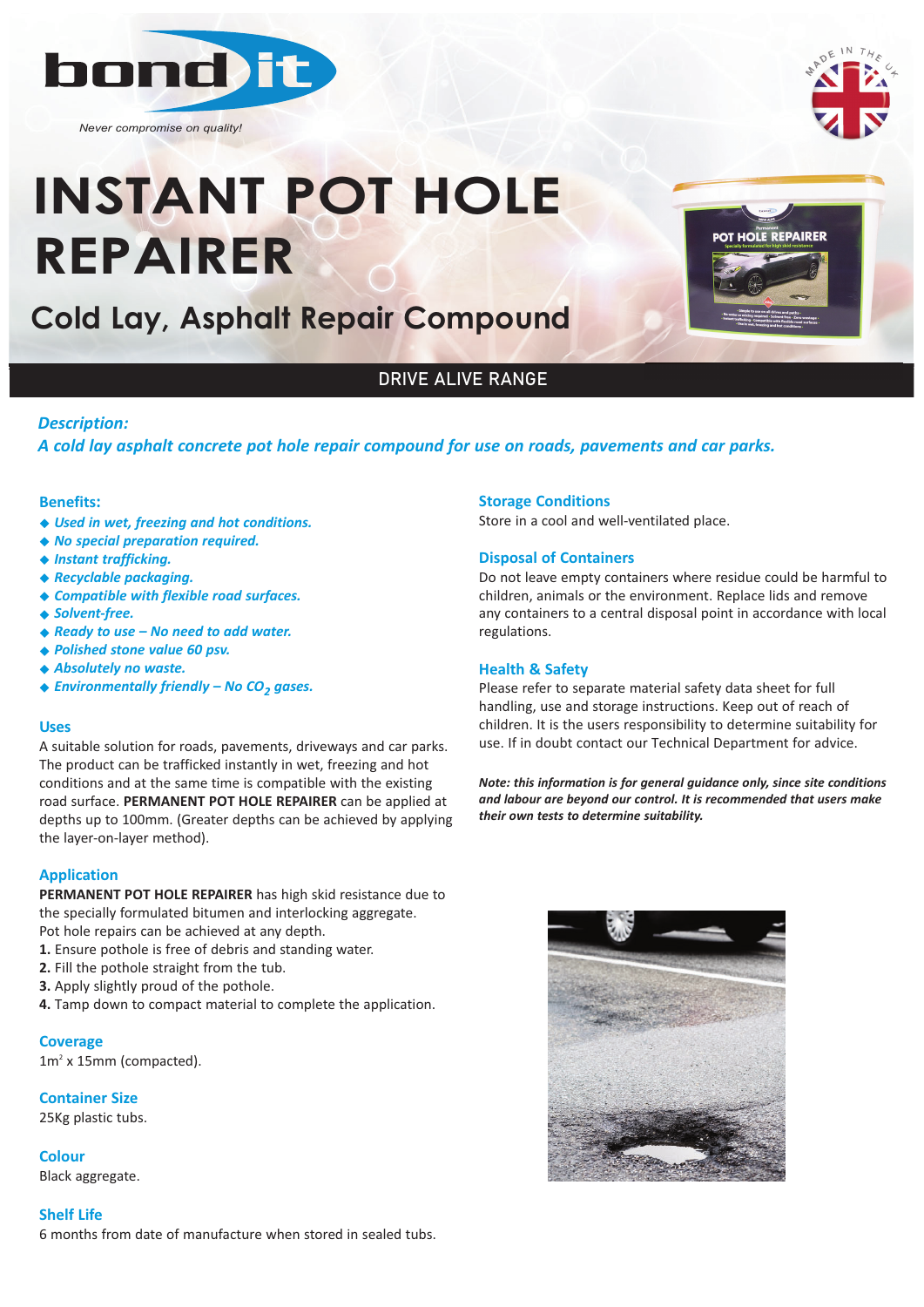bond it

*Never compromise on quality!*

MADE IN THE UK

# INSTANT POT HOLE REPAIRER

## Cold Lay, Asphalt Repair Compound

DRIVE ALIVE RANGE

***Description:***

***A cold lay asphalt concrete pot hole repair compound for use on roads, pavements and car parks.***

### Benefits:

- ***Used in wet, freezing and hot conditions.***
- ***No special preparation required.***
- ***Instant trafficking.***
- ***Recyclable packaging.***
- ***Compatible with flexible road surfaces.***
- ***Solvent-free.***
- ***Ready to use – No need to add water.***
- ***Polished stone value 60 psv.***
- ***Absolutely no waste.***
- ***Environmentally friendly – No $CO_2$ gases.***

### Uses

A suitable solution for roads, pavements, driveways and car parks. The product can be trafficked instantly in wet, freezing and hot conditions and at the same time is compatible with the existing road surface. **PERMANENT POT HOLE REPAIRER** can be applied at depths up to 100mm. (Greater depths can be achieved by applying the layer-on-layer method).

### Application

**PERMANENT POT HOLE REPAIRER** has high skid resistance due to the specially formulated bitumen and interlocking aggregate. Pot hole repairs can be achieved at any depth.

**1.** Ensure pothole is free of debris and standing water.
**2.** Fill the pothole straight from the tub.
**3.** Apply slightly proud of the pothole.
**4.** Tamp down to compact material to complete the application.

### Coverage

$1m^2$ x 15mm (compacted).

### Container Size

25Kg plastic tubs.

### Colour

Black aggregate.

### Shelf Life

6 months from date of manufacture when stored in sealed tubs.

### Storage Conditions

Store in a cool and well-ventilated place.

### Disposal of Containers

Do not leave empty containers where residue could be harmful to children, animals or the environment. Replace lids and remove any containers to a central disposal point in accordance with local regulations.

### Health & Safety

Please refer to separate material safety data sheet for full handling, use and storage instructions. Keep out of reach of children. It is the users responsibility to determine suitability for use. If in doubt contact our Technical Department for advice.

***Note: this information is for general guidance only, since site conditions and labour are beyond our control. It is recommended that users make their own tests to determine suitability.***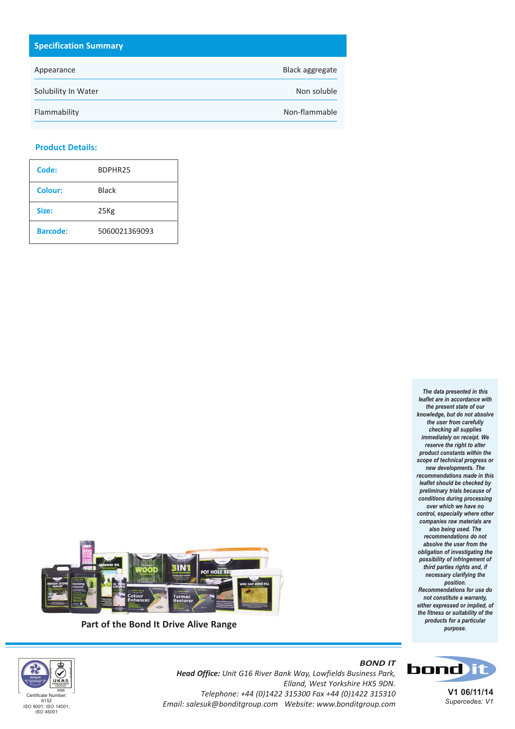## Specification Summary

| | |
|---|---|
| Appearance | Black aggregate |
| Solubility In Water | Non soluble |
| Flammability | Non-flammable |

### Product Details:

| | |
|---|---|
| **Code:** | BDPHR25 |
| **Colour:** | Black |
| **Size:** | 25Kg |
| **Barcode:** | 5060021369093 |

Part of the Bond It Drive Alive Range

*The data presented in this leaflet are in accordance with the present state of our knowledge, but do not absolve the user from carefully checking all supplies immediately on receipt. We reserve the right to alter product constants within the scope of technical progress or new developments. The recommendations made in this leaflet should be checked by preliminary trials because of conditions during processing over which we have no control, especially where other companies raw materials are also being used. The recommendations do not absolve the user from the obligation of investigating the possibility of infringement of third parties rights and, if necessary clarifying the position. Recommendations for use do not constitute a warranty, either expressed or implied, of the fitness or suitability of the products for a particular purpose.*

Certificate Number: 6152
ISO 9001; ISO 14001; ISO 45001

***BOND IT***
***Head Office:*** *Unit G16 River Bank Way, Lowfields Business Park, Elland, West Yorkshire HX5 9DN.*
*Telephone: +44 (0)1422 315300 Fax +44 (0)1422 315310*
*Email: salesuk@bonditgroup.com Website: www.bonditgroup.com*

**V1 06/11/14**
*Supercedes: V1*